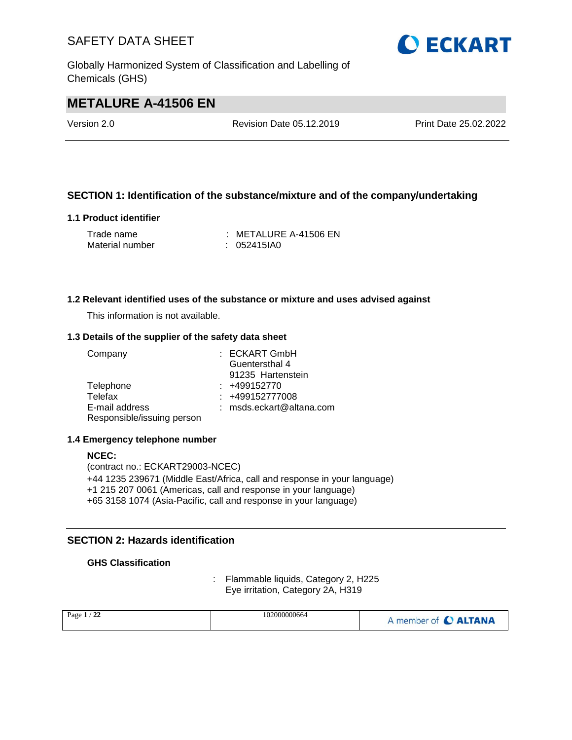# SAFETY DATA SHEET

Globally Harmonized System of Classification and Labelling of Chemicals (GHS)

## METALURE A-41506 EN

Version 2.0 | Revision Date 05.12.2019 | Print Date 25.02.2022

## SECTION 1: Identification of the substance/mixture and of the company/undertaking

### 1.1 Product identifier

Trade name : METALURE A-41506 EN
Material number : 052415IA0

### 1.2 Relevant identified uses of the substance or mixture and uses advised against

This information is not available.

### 1.3 Details of the supplier of the safety data sheet

Company : ECKART GmbH
Guentersthal 4
91235 Hartenstein
Telephone : +499152770
Telefax : +499152777008
E-mail address : msds.eckart@altana.com
Responsible/issuing person

### 1.4 Emergency telephone number

**NCEC:**
(contract no.: ECKART29003-NCEC)
+44 1235 239671 (Middle East/Africa, call and response in your language)
+1 215 207 0061 (Americas, call and response in your language)
+65 3158 1074 (Asia-Pacific, call and response in your language)

## SECTION 2: Hazards identification

**GHS Classification**

: Flammable liquids, Category 2, H225
Eye irritation, Category 2A, H319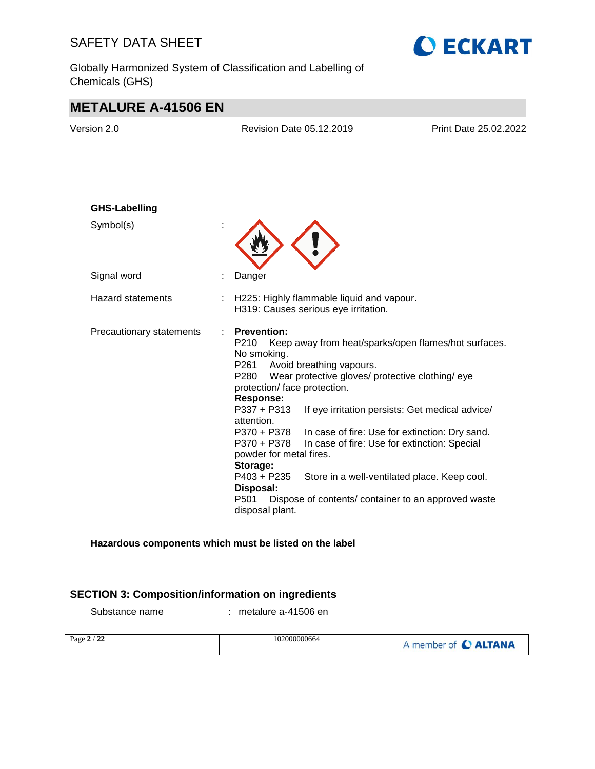**GHS-Labelling**

Symbol(s) :

Signal word : Danger

Hazard statements : H225: Highly flammable liquid and vapour.
H319: Causes serious eye irritation.

Precautionary statements : **Prevention:**
P210 Keep away from heat/sparks/open flames/hot surfaces. No smoking.
P261 Avoid breathing vapours.
P280 Wear protective gloves/ protective clothing/ eye protection/ face protection.
**Response:**
P337 + P313 If eye irritation persists: Get medical advice/ attention.
P370 + P378 In case of fire: Use for extinction: Dry sand.
P370 + P378 In case of fire: Use for extinction: Special powder for metal fires.
**Storage:**
P403 + P235 Store in a well-ventilated place. Keep cool.
**Disposal:**
P501 Dispose of contents/ container to an approved waste disposal plant.

**Hazardous components which must be listed on the label**

## SECTION 3: Composition/information on ingredients

Substance name : metalure a-41506 en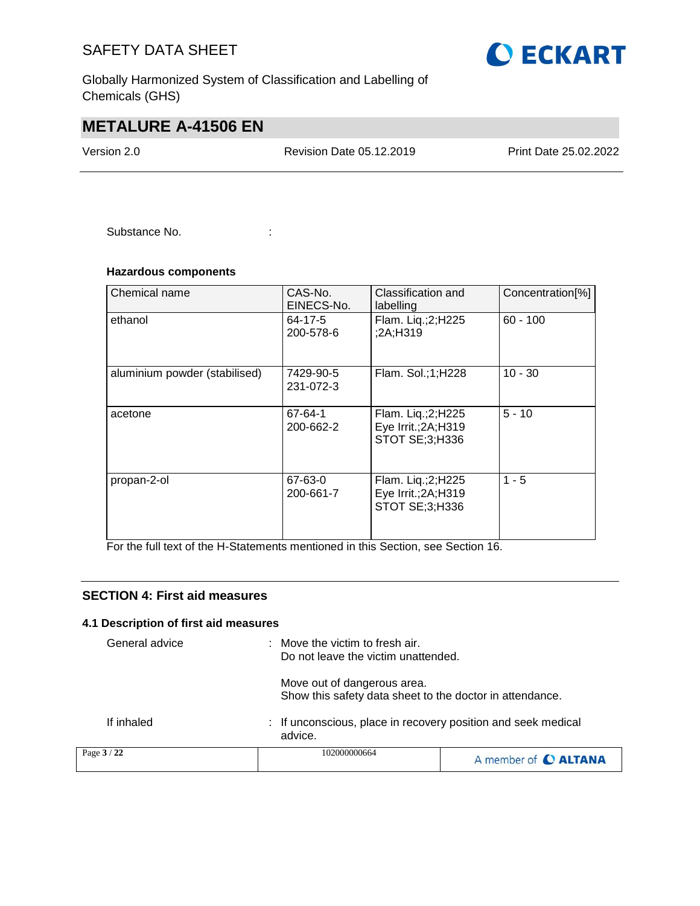Substance No. :

**Hazardous components**

| Chemical name | CAS-No. EINECS-No. | Classification and labelling | Concentration[%] |
|---|---|---|---|
| ethanol | 64-17-5 200-578-6 | Flam. Liq.;2;H225 ;2A;H319 | 60 - 100 |
| aluminium powder (stabilised) | 7429-90-5 231-072-3 | Flam. Sol.;1;H228 | 10 - 30 |
| acetone | 67-64-1 200-662-2 | Flam. Liq.;2;H225 Eye Irrit.;2A;H319 STOT SE;3;H336 | 5 - 10 |
| propan-2-ol | 67-63-0 200-661-7 | Flam. Liq.;2;H225 Eye Irrit.;2A;H319 STOT SE;3;H336 | 1 - 5 |

For the full text of the H-Statements mentioned in this Section, see Section 16.

## SECTION 4: First aid measures

### 4.1 Description of first aid measures

General advice : Move the victim to fresh air.
Do not leave the victim unattended.

Move out of dangerous area.
Show this safety data sheet to the doctor in attendance.

If inhaled : If unconscious, place in recovery position and seek medical advice.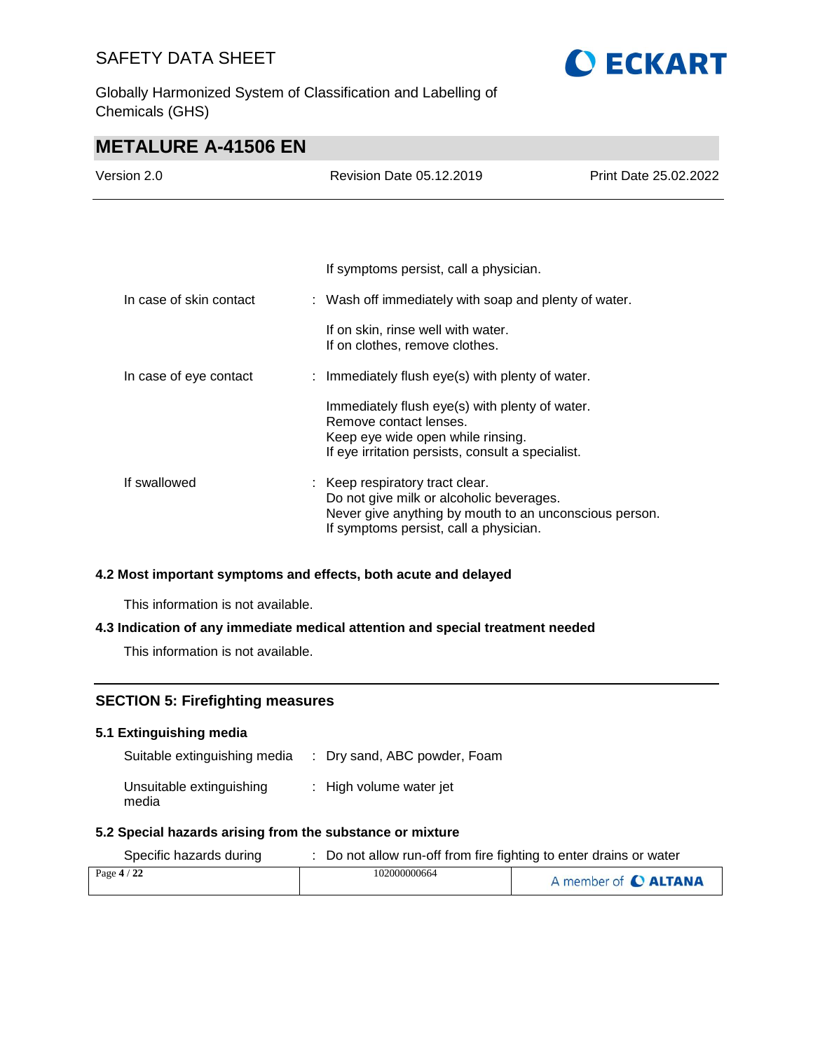If symptoms persist, call a physician.

| | | |
|---|---|---|
| In case of skin contact | : | Wash off immediately with soap and plenty of water.<br><br>If on skin, rinse well with water.<br>If on clothes, remove clothes. |
| In case of eye contact | : | Immediately flush eye(s) with plenty of water.<br><br>Immediately flush eye(s) with plenty of water.<br>Remove contact lenses.<br>Keep eye wide open while rinsing.<br>If eye irritation persists, consult a specialist. |
| If swallowed | : | Keep respiratory tract clear.<br>Do not give milk or alcoholic beverages.<br>Never give anything by mouth to an unconscious person.<br>If symptoms persist, call a physician. |

### 4.2 Most important symptoms and effects, both acute and delayed

This information is not available.

### 4.3 Indication of any immediate medical attention and special treatment needed

This information is not available.

## SECTION 5: Firefighting measures

### 5.1 Extinguishing media

| | | |
|---|---|---|
| Suitable extinguishing media | : | Dry sand, ABC powder, Foam |
| Unsuitable extinguishing media | : | High volume water jet |

### 5.2 Special hazards arising from the substance or mixture

| | | |
|---|---|---|
| Specific hazards during | : | Do not allow run-off from fire fighting to enter drains or water |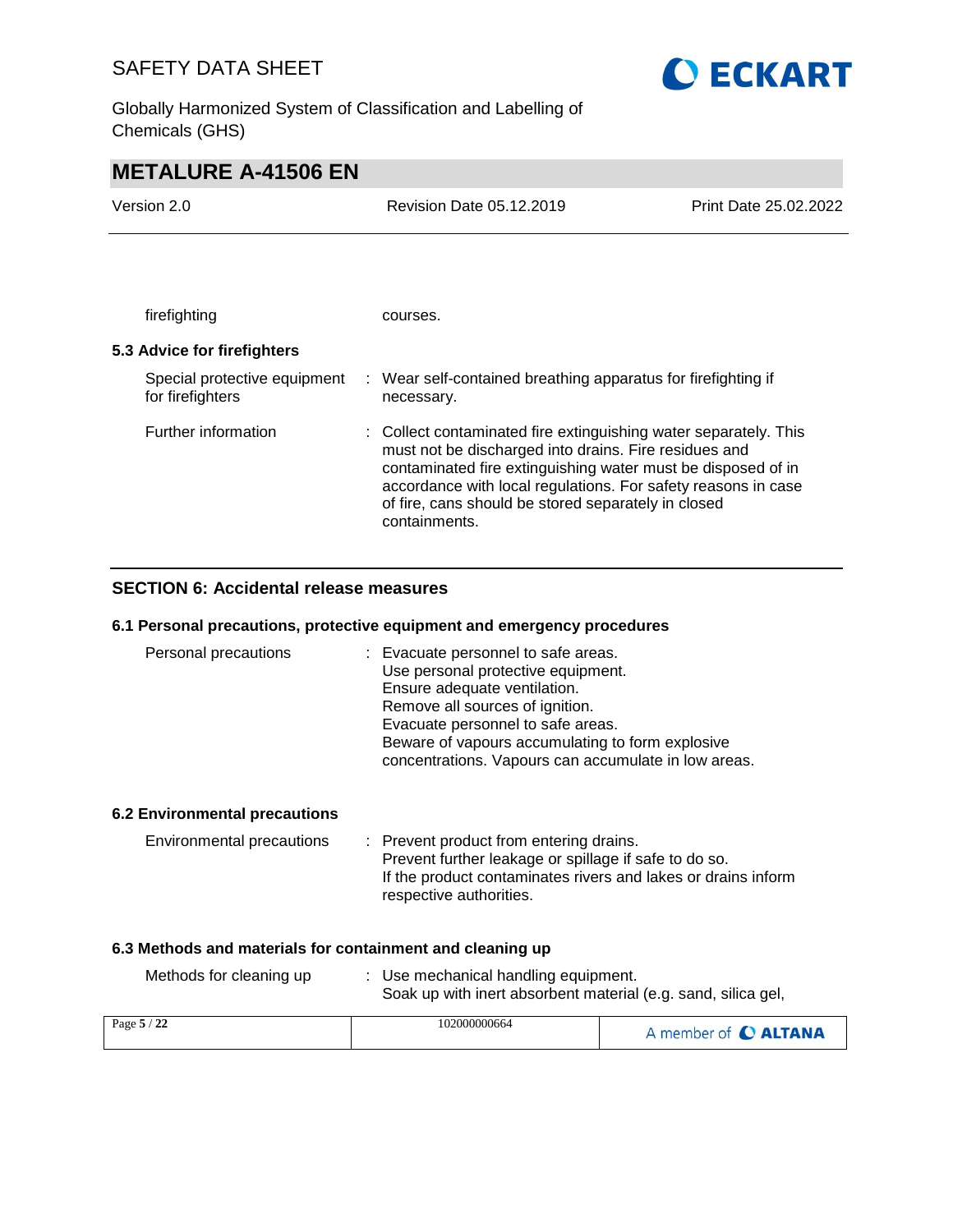| | |
|---|---|
| firefighting | courses. |

### 5.3 Advice for firefighters

| | |
|---|---|
| Special protective equipment for firefighters | : Wear self-contained breathing apparatus for firefighting if necessary. |
| Further information | : Collect contaminated fire extinguishing water separately. This must not be discharged into drains. Fire residues and contaminated fire extinguishing water must be disposed of in accordance with local regulations. For safety reasons in case of fire, cans should be stored separately in closed containments. |

## SECTION 6: Accidental release measures

### 6.1 Personal precautions, protective equipment and emergency procedures

| | |
|---|---|
| Personal precautions | : Evacuate personnel to safe areas.<br>Use personal protective equipment.<br>Ensure adequate ventilation.<br>Remove all sources of ignition.<br>Evacuate personnel to safe areas.<br>Beware of vapours accumulating to form explosive concentrations. Vapours can accumulate in low areas. |

### 6.2 Environmental precautions

| | |
|---|---|
| Environmental precautions | : Prevent product from entering drains.<br>Prevent further leakage or spillage if safe to do so.<br>If the product contaminates rivers and lakes or drains inform respective authorities. |

### 6.3 Methods and materials for containment and cleaning up

| | |
|---|---|
| Methods for cleaning up | : Use mechanical handling equipment.<br>Soak up with inert absorbent material (e.g. sand, silica gel, |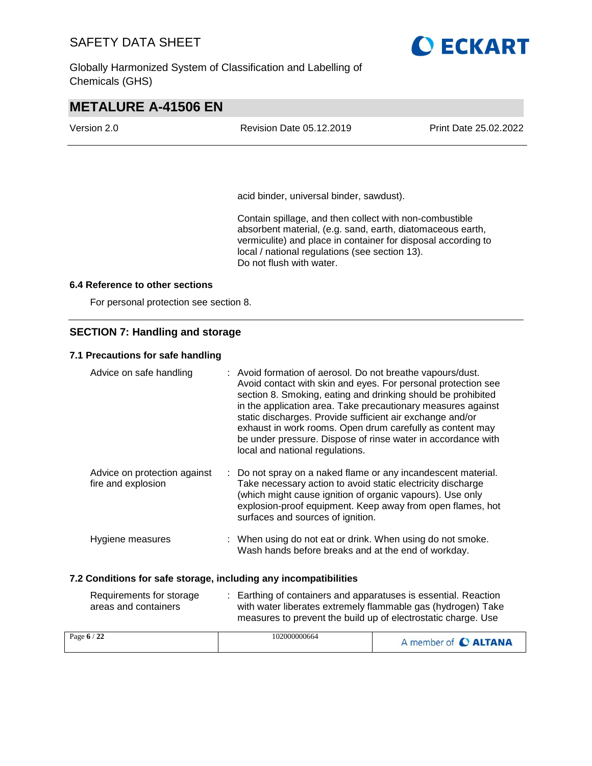acid binder, universal binder, sawdust).

Contain spillage, and then collect with non-combustible absorbent material, (e.g. sand, earth, diatomaceous earth, vermiculite) and place in container for disposal according to local / national regulations (see section 13).
Do not flush with water.

### 6.4 Reference to other sections

For personal protection see section 8.

## SECTION 7: Handling and storage

### 7.1 Precautions for safe handling

| | |
|---|---|
| Advice on safe handling | : Avoid formation of aerosol. Do not breathe vapours/dust. Avoid contact with skin and eyes. For personal protection see section 8. Smoking, eating and drinking should be prohibited in the application area. Take precautionary measures against static discharges. Provide sufficient air exchange and/or exhaust in work rooms. Open drum carefully as content may be under pressure. Dispose of rinse water in accordance with local and national regulations. |
| Advice on protection against fire and explosion | : Do not spray on a naked flame or any incandescent material. Take necessary action to avoid static electricity discharge (which might cause ignition of organic vapours). Use only explosion-proof equipment. Keep away from open flames, hot surfaces and sources of ignition. |
| Hygiene measures | : When using do not eat or drink. When using do not smoke. Wash hands before breaks and at the end of workday. |

### 7.2 Conditions for safe storage, including any incompatibilities

| | |
|---|---|
| Requirements for storage areas and containers | : Earthing of containers and apparatuses is essential. Reaction with water liberates extremely flammable gas (hydrogen) Take measures to prevent the build up of electrostatic charge. Use |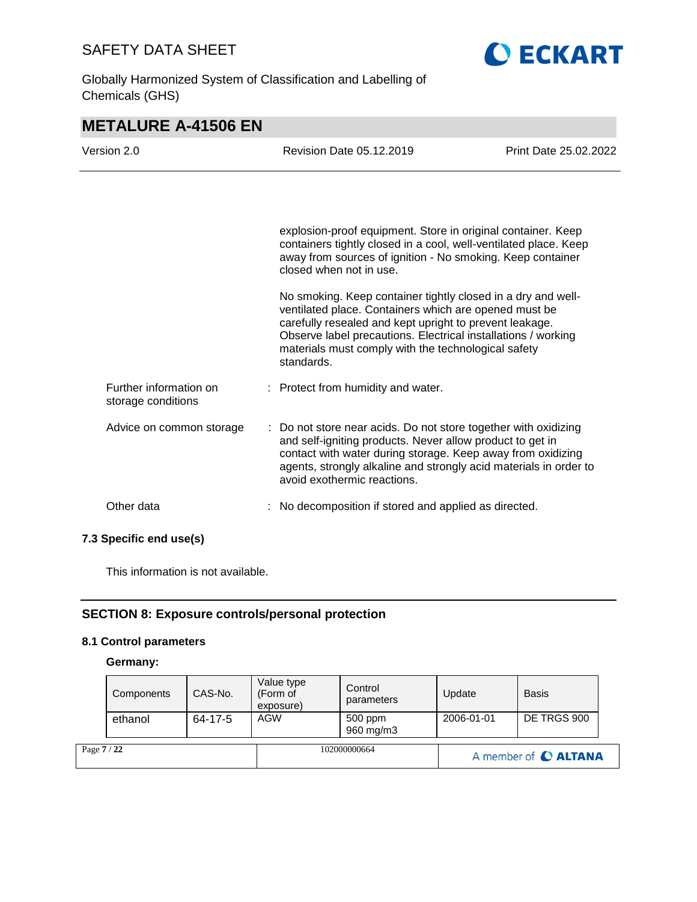explosion-proof equipment. Store in original container. Keep containers tightly closed in a cool, well-ventilated place. Keep away from sources of ignition - No smoking. Keep container closed when not in use.

No smoking. Keep container tightly closed in a dry and well-ventilated place. Containers which are opened must be carefully resealed and kept upright to prevent leakage. Observe label precautions. Electrical installations / working materials must comply with the technological safety standards.

Further information on storage conditions : Protect from humidity and water.

Advice on common storage : Do not store near acids. Do not store together with oxidizing and self-igniting products. Never allow product to get in contact with water during storage. Keep away from oxidizing agents, strongly alkaline and strongly acid materials in order to avoid exothermic reactions.

Other data : No decomposition if stored and applied as directed.

### 7.3 Specific end use(s)

This information is not available.

## SECTION 8: Exposure controls/personal protection

### 8.1 Control parameters

**Germany:**

| Components | CAS-No. | Value type (Form of exposure) | Control parameters | Update | Basis |
|---|---|---|---|---|---|
| ethanol | 64-17-5 | AGW | 500 ppm<br>960 mg/m3 | 2006-01-01 | DE TRGS 900 |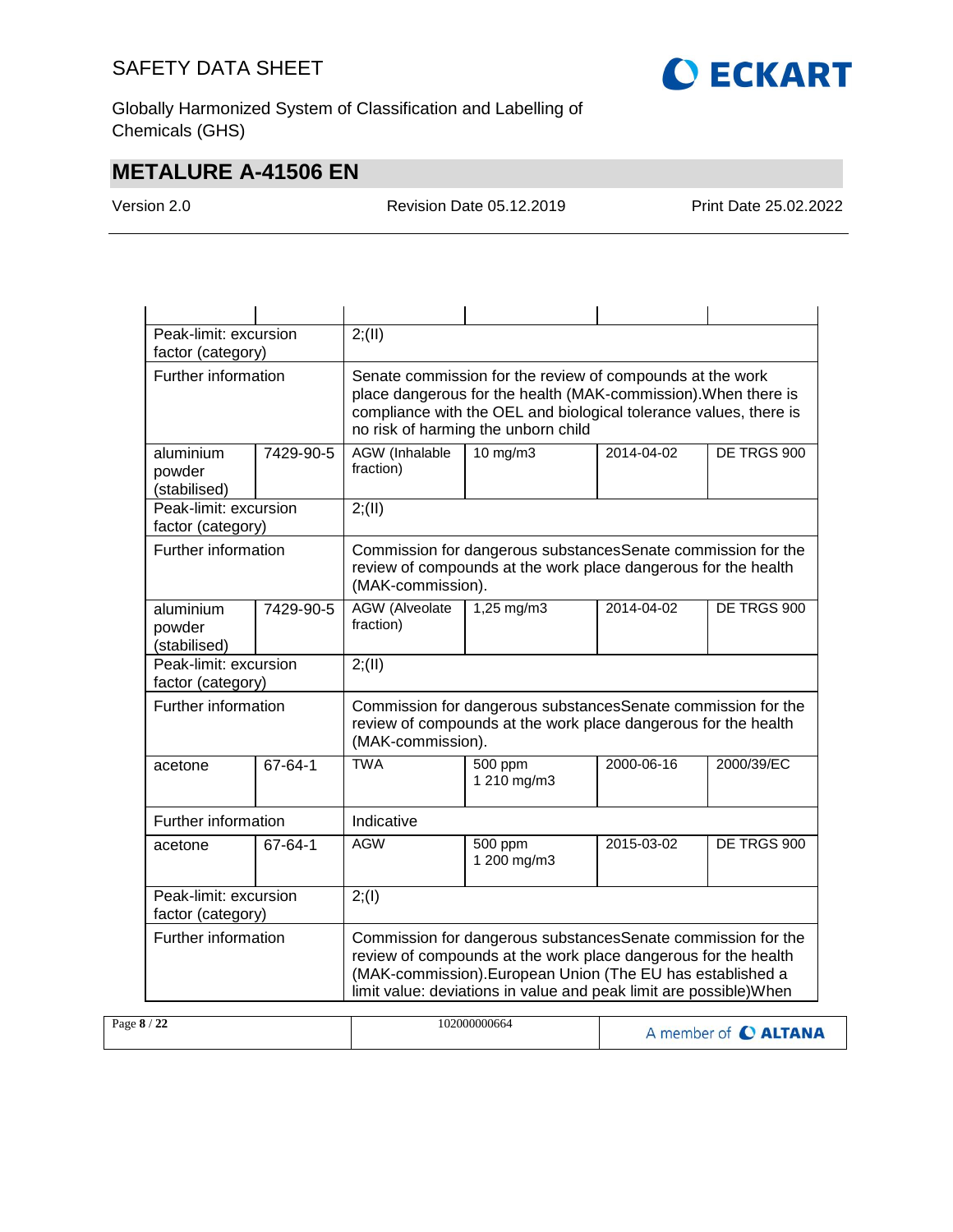| | | | | | |
|---|---|---|---|---|---|
| Peak-limit: excursion factor (category) | | 2;(II) | | | |
| Further information | | Senate commission for the review of compounds at the work place dangerous for the health (MAK-commission).When there is compliance with the OEL and biological tolerance values, there is no risk of harming the unborn child | | | |
| aluminium powder (stabilised) | 7429-90-5 | AGW (Inhalable fraction) | 10 mg/m3 | 2014-04-02 | DE TRGS 900 |
| Peak-limit: excursion factor (category) | | 2;(II) | | | |
| Further information | | Commission for dangerous substancesSenate commission for the review of compounds at the work place dangerous for the health (MAK-commission). | | | |
| aluminium powder (stabilised) | 7429-90-5 | AGW (Alveolate fraction) | 1,25 mg/m3 | 2014-04-02 | DE TRGS 900 |
| Peak-limit: excursion factor (category) | | 2;(II) | | | |
| Further information | | Commission for dangerous substancesSenate commission for the review of compounds at the work place dangerous for the health (MAK-commission). | | | |
| acetone | 67-64-1 | TWA | 500 ppm<br>1 210 mg/m3 | 2000-06-16 | 2000/39/EC |
| Further information | | Indicative | | | |
| acetone | 67-64-1 | AGW | 500 ppm<br>1 200 mg/m3 | 2015-03-02 | DE TRGS 900 |
| Peak-limit: excursion factor (category) | | 2;(I) | | | |
| Further information | | Commission for dangerous substancesSenate commission for the review of compounds at the work place dangerous for the health (MAK-commission).European Union (The EU has established a limit value: deviations in value and peak limit are possible)When | | | |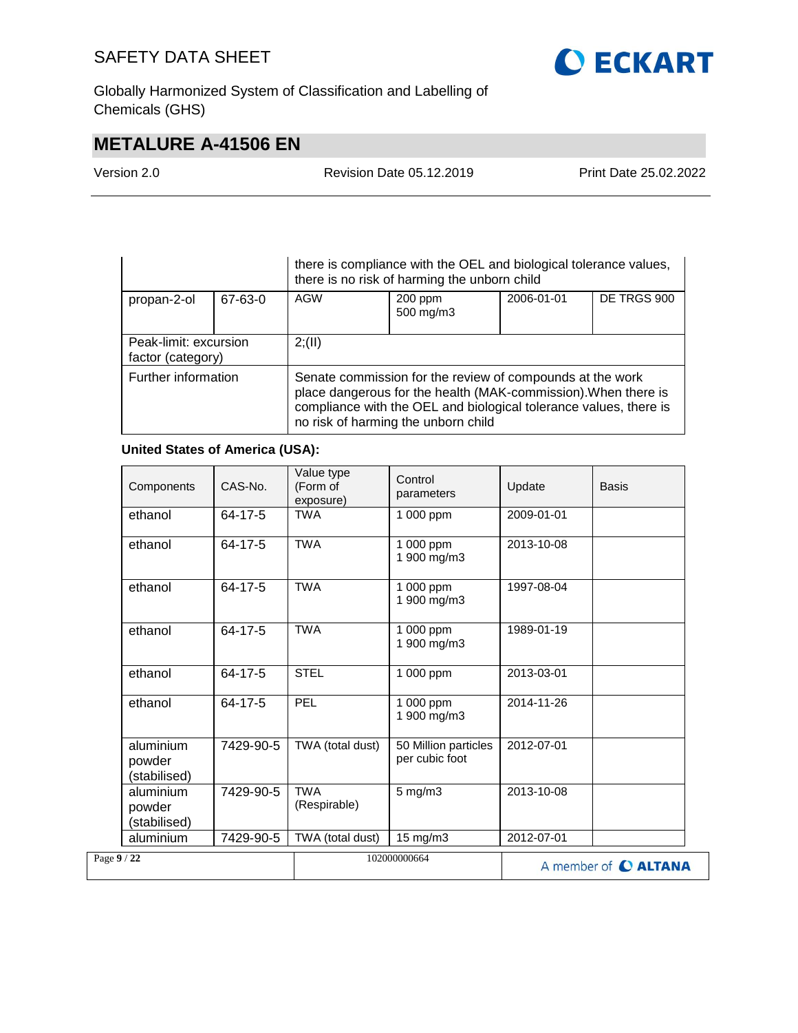| | | | | | |
|---|---|---|---|---|---|
| | | there is compliance with the OEL and biological tolerance values, there is no risk of harming the unborn child | | | |
| propan-2-ol | 67-63-0 | AGW | 200 ppm<br>500 mg/m3 | 2006-01-01 | DE TRGS 900 |
| Peak-limit: excursion factor (category) | | 2;(II) | | | |
| Further information | | Senate commission for the review of compounds at the work place dangerous for the health (MAK-commission).When there is compliance with the OEL and biological tolerance values, there is no risk of harming the unborn child | | | |

**United States of America (USA):**

| Components | CAS-No. | Value type (Form of exposure) | Control parameters | Update | Basis |
|---|---|---|---|---|---|
| ethanol | 64-17-5 | TWA | 1 000 ppm | 2009-01-01 | |
| ethanol | 64-17-5 | TWA | 1 000 ppm<br>1 900 mg/m3 | 2013-10-08 | |
| ethanol | 64-17-5 | TWA | 1 000 ppm<br>1 900 mg/m3 | 1997-08-04 | |
| ethanol | 64-17-5 | TWA | 1 000 ppm<br>1 900 mg/m3 | 1989-01-19 | |
| ethanol | 64-17-5 | STEL | 1 000 ppm | 2013-03-01 | |
| ethanol | 64-17-5 | PEL | 1 000 ppm<br>1 900 mg/m3 | 2014-11-26 | |
| aluminium powder (stabilised) | 7429-90-5 | TWA (total dust) | 50 Million particles per cubic foot | 2012-07-01 | |
| aluminium powder (stabilised) | 7429-90-5 | TWA (Respirable) | 5 mg/m3 | 2013-10-08 | |
| aluminium | 7429-90-5 | TWA (total dust) | 15 mg/m3 | 2012-07-01 | |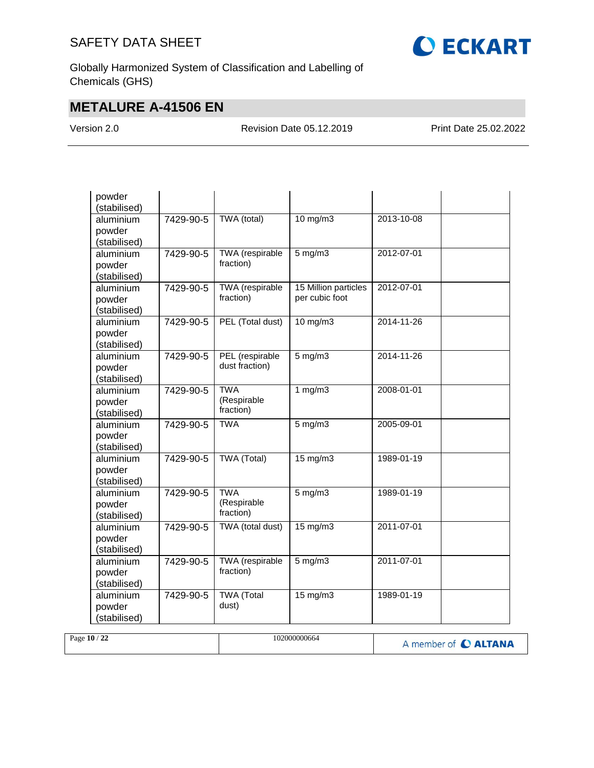| | | | | | |
|---|---|---|---|---|---|
| powder (stabilised) | | | | | |
| aluminium powder (stabilised) | 7429-90-5 | TWA (total) | 10 mg/m3 | 2013-10-08 | |
| aluminium powder (stabilised) | 7429-90-5 | TWA (respirable fraction) | 5 mg/m3 | 2012-07-01 | |
| aluminium powder (stabilised) | 7429-90-5 | TWA (respirable fraction) | 15 Million particles per cubic foot | 2012-07-01 | |
| aluminium powder (stabilised) | 7429-90-5 | PEL (Total dust) | 10 mg/m3 | 2014-11-26 | |
| aluminium powder (stabilised) | 7429-90-5 | PEL (respirable dust fraction) | 5 mg/m3 | 2014-11-26 | |
| aluminium powder (stabilised) | 7429-90-5 | TWA (Respirable fraction) | 1 mg/m3 | 2008-01-01 | |
| aluminium powder (stabilised) | 7429-90-5 | TWA | 5 mg/m3 | 2005-09-01 | |
| aluminium powder (stabilised) | 7429-90-5 | TWA (Total) | 15 mg/m3 | 1989-01-19 | |
| aluminium powder (stabilised) | 7429-90-5 | TWA (Respirable fraction) | 5 mg/m3 | 1989-01-19 | |
| aluminium powder (stabilised) | 7429-90-5 | TWA (total dust) | 15 mg/m3 | 2011-07-01 | |
| aluminium powder (stabilised) | 7429-90-5 | TWA (respirable fraction) | 5 mg/m3 | 2011-07-01 | |
| aluminium powder (stabilised) | 7429-90-5 | TWA (Total dust) | 15 mg/m3 | 1989-01-19 | |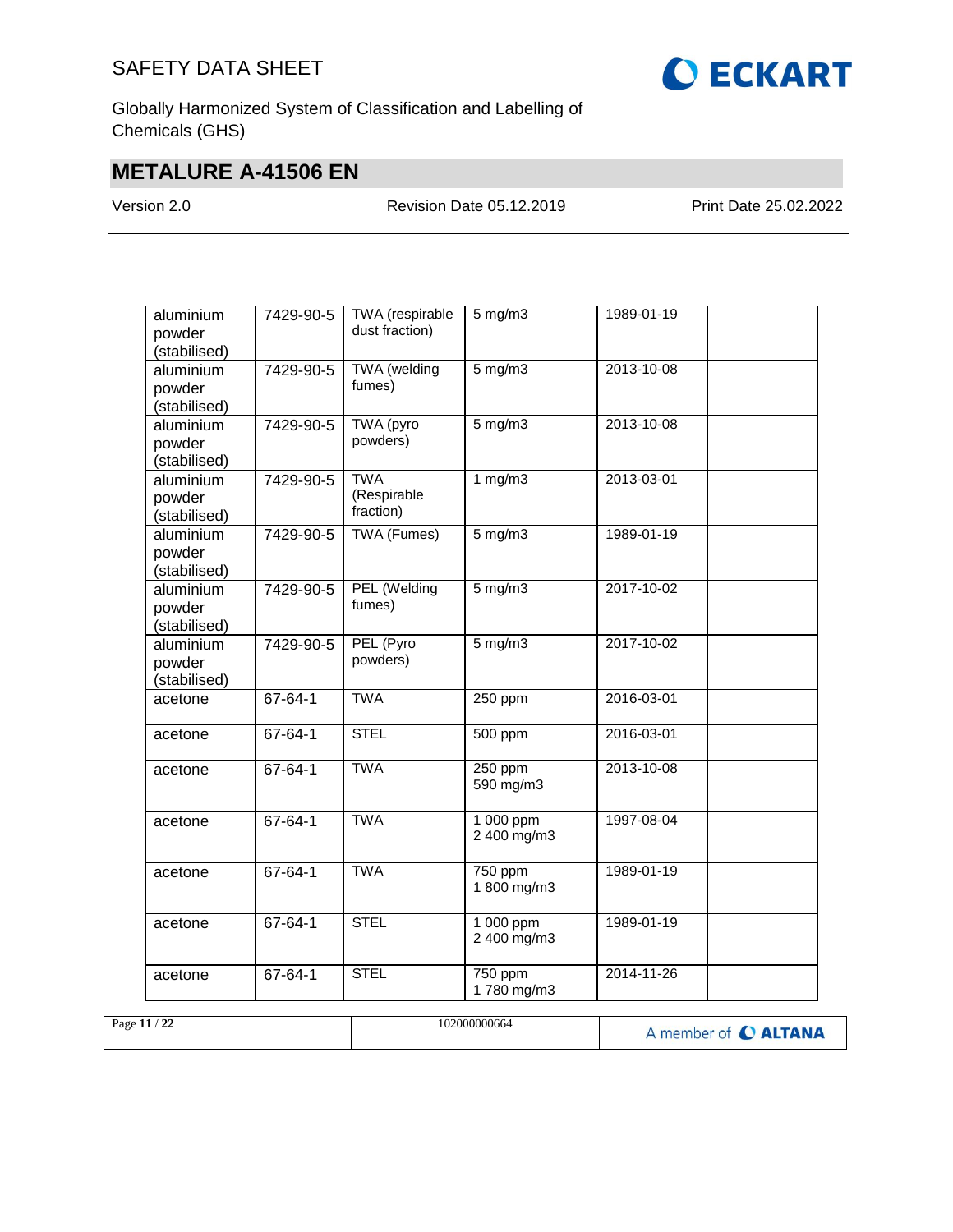| | | | | | |
|---|---|---|---|---|---|
| aluminium powder (stabilised) | 7429-90-5 | TWA (respirable dust fraction) | 5 mg/m3 | 1989-01-19 | |
| aluminium powder (stabilised) | 7429-90-5 | TWA (welding fumes) | 5 mg/m3 | 2013-10-08 | |
| aluminium powder (stabilised) | 7429-90-5 | TWA (pyro powders) | 5 mg/m3 | 2013-10-08 | |
| aluminium powder (stabilised) | 7429-90-5 | TWA (Respirable fraction) | 1 mg/m3 | 2013-03-01 | |
| aluminium powder (stabilised) | 7429-90-5 | TWA (Fumes) | 5 mg/m3 | 1989-01-19 | |
| aluminium powder (stabilised) | 7429-90-5 | PEL (Welding fumes) | 5 mg/m3 | 2017-10-02 | |
| aluminium powder (stabilised) | 7429-90-5 | PEL (Pyro powders) | 5 mg/m3 | 2017-10-02 | |
| acetone | 67-64-1 | TWA | 250 ppm | 2016-03-01 | |
| acetone | 67-64-1 | STEL | 500 ppm | 2016-03-01 | |
| acetone | 67-64-1 | TWA | 250 ppm<br>590 mg/m3 | 2013-10-08 | |
| acetone | 67-64-1 | TWA | 1 000 ppm<br>2 400 mg/m3 | 1997-08-04 | |
| acetone | 67-64-1 | TWA | 750 ppm<br>1 800 mg/m3 | 1989-01-19 | |
| acetone | 67-64-1 | STEL | 1 000 ppm<br>2 400 mg/m3 | 1989-01-19 | |
| acetone | 67-64-1 | STEL | 750 ppm<br>1 780 mg/m3 | 2014-11-26 | |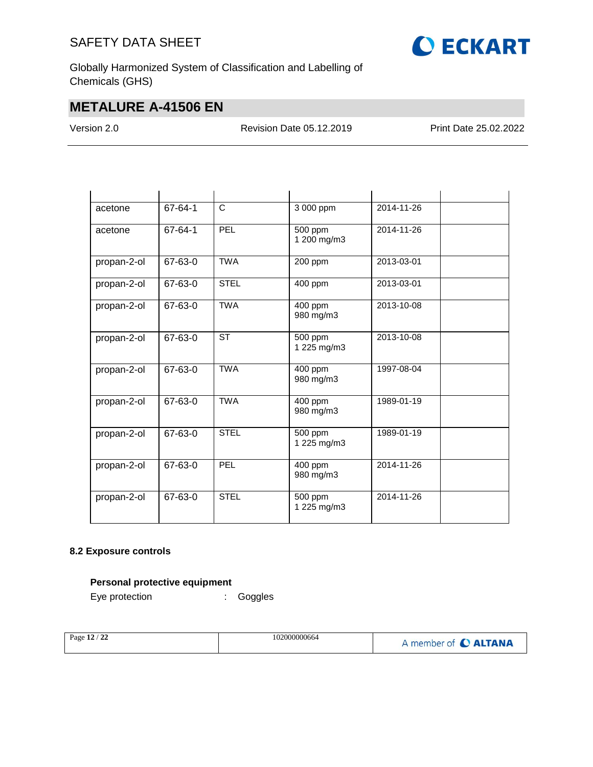| | | | | | |
|---|---|---|---|---|---|
| acetone | 67-64-1 | C | 3 000 ppm | 2014-11-26 | |
| acetone | 67-64-1 | PEL | 500 ppm<br>1 200 mg/m3 | 2014-11-26 | |
| propan-2-ol | 67-63-0 | TWA | 200 ppm | 2013-03-01 | |
| propan-2-ol | 67-63-0 | STEL | 400 ppm | 2013-03-01 | |
| propan-2-ol | 67-63-0 | TWA | 400 ppm<br>980 mg/m3 | 2013-10-08 | |
| propan-2-ol | 67-63-0 | ST | 500 ppm<br>1 225 mg/m3 | 2013-10-08 | |
| propan-2-ol | 67-63-0 | TWA | 400 ppm<br>980 mg/m3 | 1997-08-04 | |
| propan-2-ol | 67-63-0 | TWA | 400 ppm<br>980 mg/m3 | 1989-01-19 | |
| propan-2-ol | 67-63-0 | STEL | 500 ppm<br>1 225 mg/m3 | 1989-01-19 | |
| propan-2-ol | 67-63-0 | PEL | 400 ppm<br>980 mg/m3 | 2014-11-26 | |
| propan-2-ol | 67-63-0 | STEL | 500 ppm<br>1 225 mg/m3 | 2014-11-26 | |

**8.2 Exposure controls**

**Personal protective equipment**

Eye protection : Goggles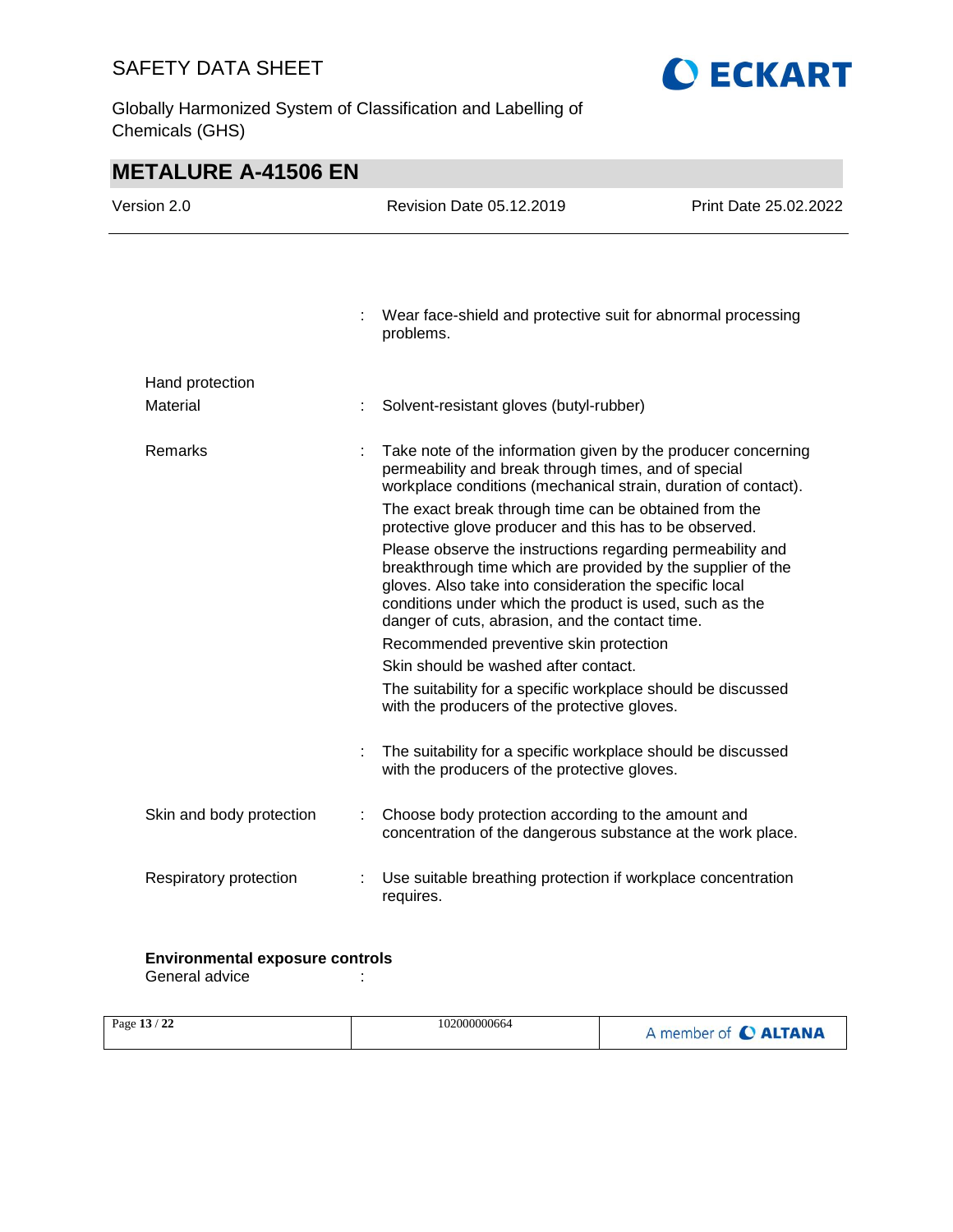| | | |
|---|---|---|
| | : | Wear face-shield and protective suit for abnormal processing problems. |
| Hand protection | | |
| Material | : | Solvent-resistant gloves (butyl-rubber) |
| Remarks | : | Take note of the information given by the producer concerning permeability and break through times, and of special workplace conditions (mechanical strain, duration of contact). The exact break through time can be obtained from the protective glove producer and this has to be observed. Please observe the instructions regarding permeability and breakthrough time which are provided by the supplier of the gloves. Also take into consideration the specific local conditions under which the product is used, such as the danger of cuts, abrasion, and the contact time. Recommended preventive skin protection Skin should be washed after contact. The suitability for a specific workplace should be discussed with the producers of the protective gloves. |
| | : | The suitability for a specific workplace should be discussed with the producers of the protective gloves. |
| Skin and body protection | : | Choose body protection according to the amount and concentration of the dangerous substance at the work place. |
| Respiratory protection | : | Use suitable breathing protection if workplace concentration requires. |

**Environmental exposure controls**

General advice :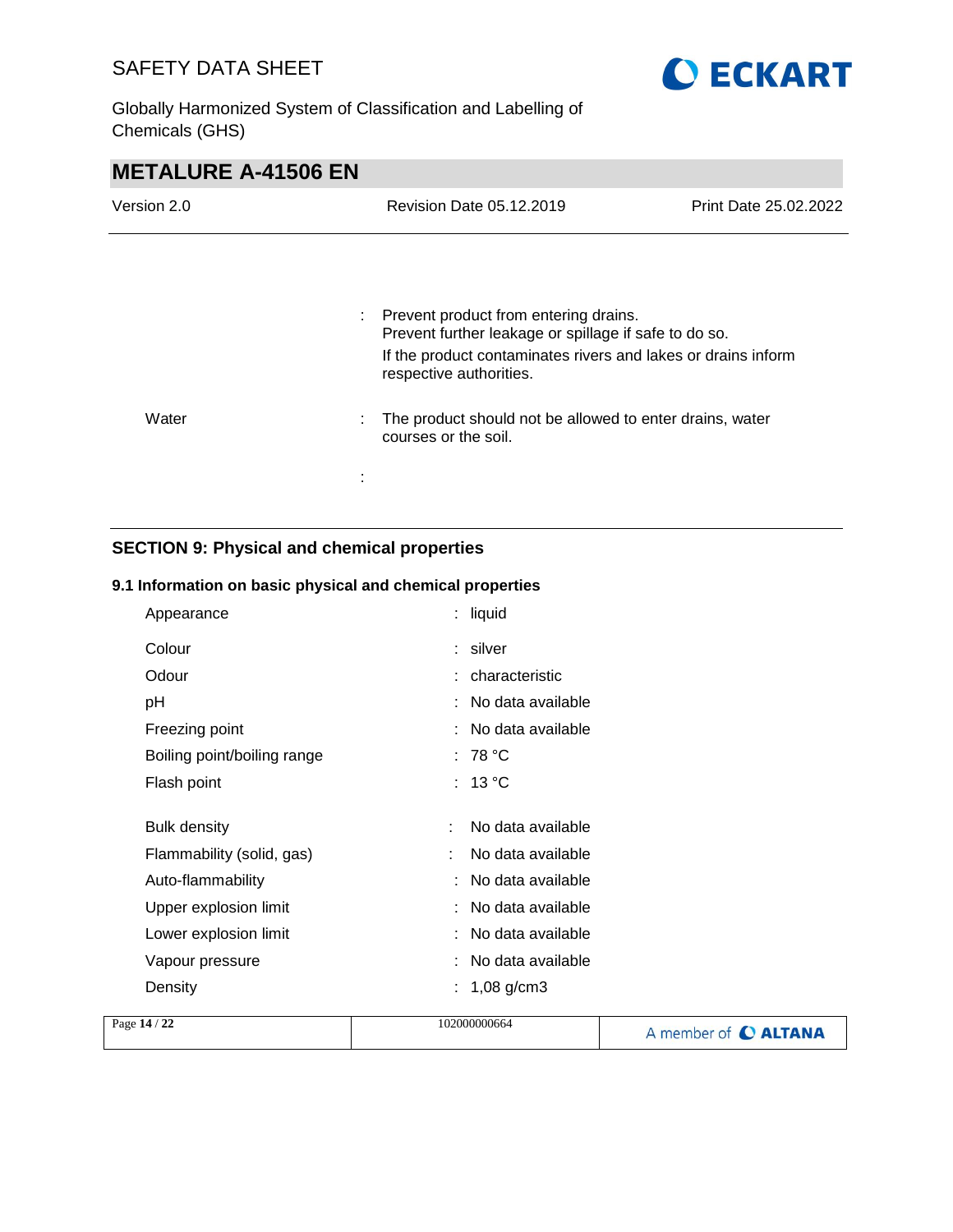| | | |
|---|---|---|
| | : | Prevent product from entering drains.<br>Prevent further leakage or spillage if safe to do so.<br>If the product contaminates rivers and lakes or drains inform respective authorities. |
| Water | : | The product should not be allowed to enter drains, water courses or the soil. |
| | : | |

## SECTION 9: Physical and chemical properties

### 9.1 Information on basic physical and chemical properties

| | | |
|---|---|---|
| Appearance | : | liquid |
| Colour | : | silver |
| Odour | : | characteristic |
| pH | : | No data available |
| Freezing point | : | No data available |
| Boiling point/boiling range | : | 78 °C |
| Flash point | : | 13 °C |
| Bulk density | : | No data available |
| Flammability (solid, gas) | : | No data available |
| Auto-flammability | : | No data available |
| Upper explosion limit | : | No data available |
| Lower explosion limit | : | No data available |
| Vapour pressure | : | No data available |
| Density | : | 1,08 g/cm3 |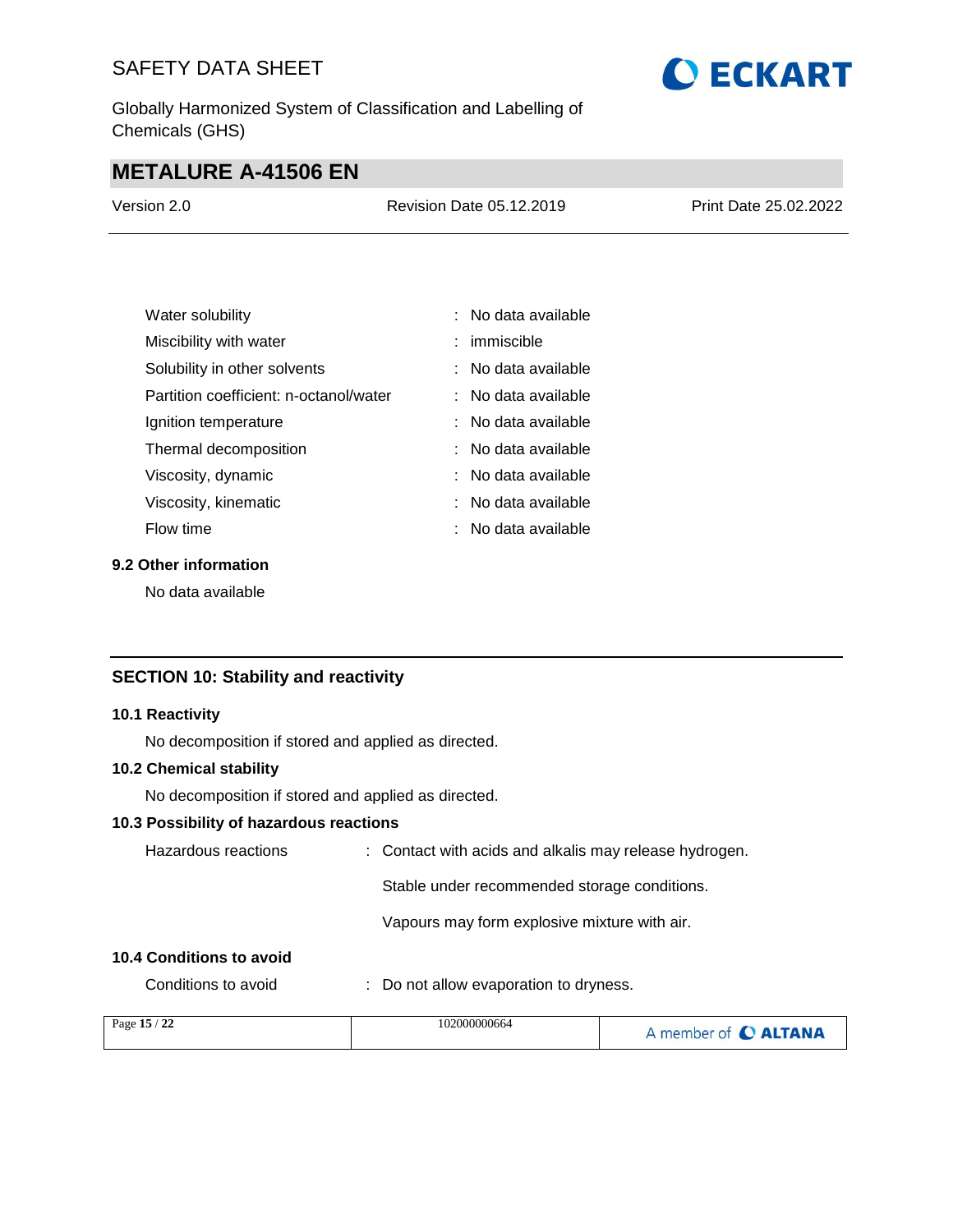| | | |
|---|---|---|
| Water solubility | : | No data available |
| Miscibility with water | : | immiscible |
| Solubility in other solvents | : | No data available |
| Partition coefficient: n-octanol/water | : | No data available |
| Ignition temperature | : | No data available |
| Thermal decomposition | : | No data available |
| Viscosity, dynamic | : | No data available |
| Viscosity, kinematic | : | No data available |
| Flow time | : | No data available |

### 9.2 Other information

No data available

## SECTION 10: Stability and reactivity

### 10.1 Reactivity

No decomposition if stored and applied as directed.

### 10.2 Chemical stability

No decomposition if stored and applied as directed.

### 10.3 Possibility of hazardous reactions

Hazardous reactions : Contact with acids and alkalis may release hydrogen.

Stable under recommended storage conditions.

Vapours may form explosive mixture with air.

### 10.4 Conditions to avoid

Conditions to avoid : Do not allow evaporation to dryness.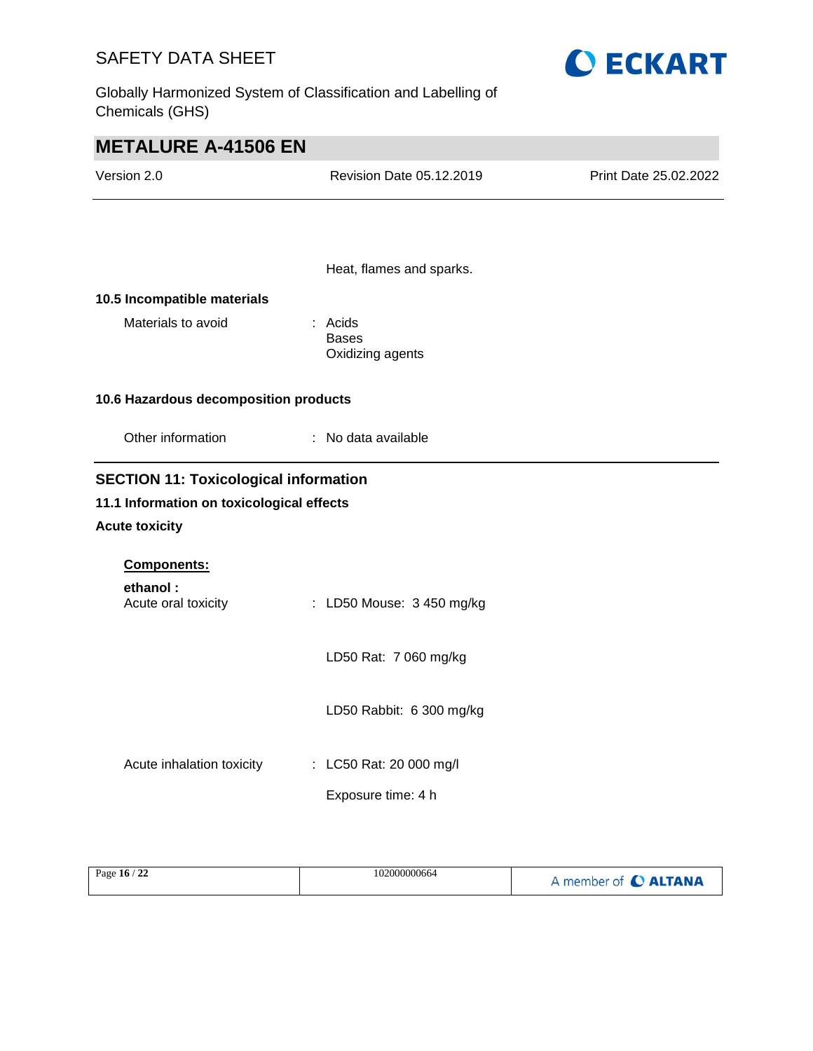Heat, flames and sparks.

**10.5 Incompatible materials**

Materials to avoid : Acids
Bases
Oxidizing agents

**10.6 Hazardous decomposition products**

Other information : No data available

## SECTION 11: Toxicological information

**11.1 Information on toxicological effects**

**Acute toxicity**

**Components:**

**ethanol :**

Acute oral toxicity : LD50 Mouse: 3 450 mg/kg

LD50 Rat: 7 060 mg/kg

LD50 Rabbit: 6 300 mg/kg

Acute inhalation toxicity : LC50 Rat: 20 000 mg/l

Exposure time: 4 h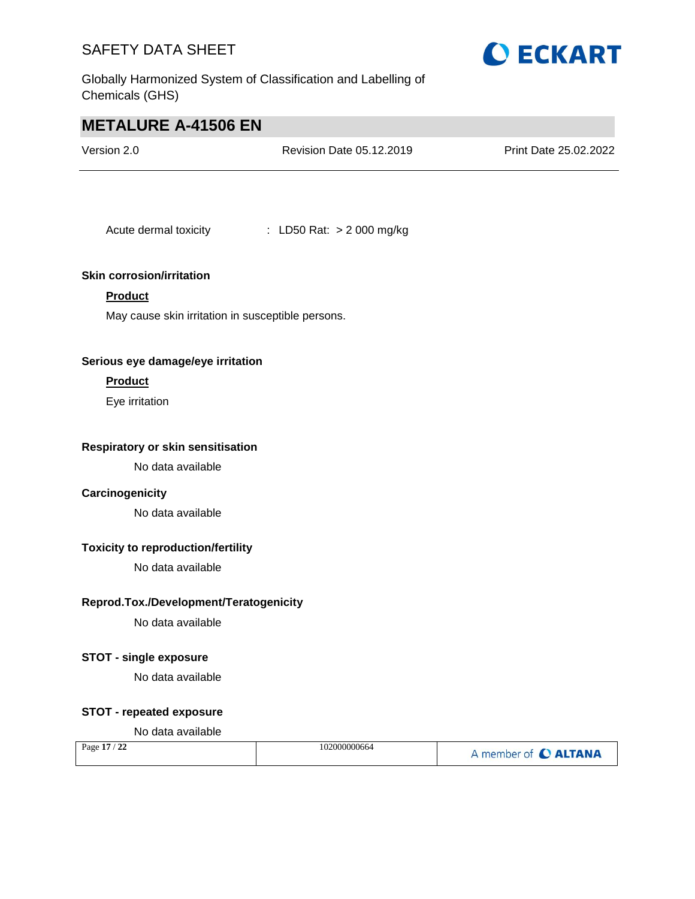Acute dermal toxicity : LD50 Rat: > 2 000 mg/kg

**Skin corrosion/irritation**

**Product**

May cause skin irritation in susceptible persons.

**Serious eye damage/eye irritation**

**Product**

Eye irritation

**Respiratory or skin sensitisation**

No data available

**Carcinogenicity**

No data available

**Toxicity to reproduction/fertility**

No data available

**Reprod.Tox./Development/Teratogenicity**

No data available

**STOT - single exposure**

No data available

**STOT - repeated exposure**

No data available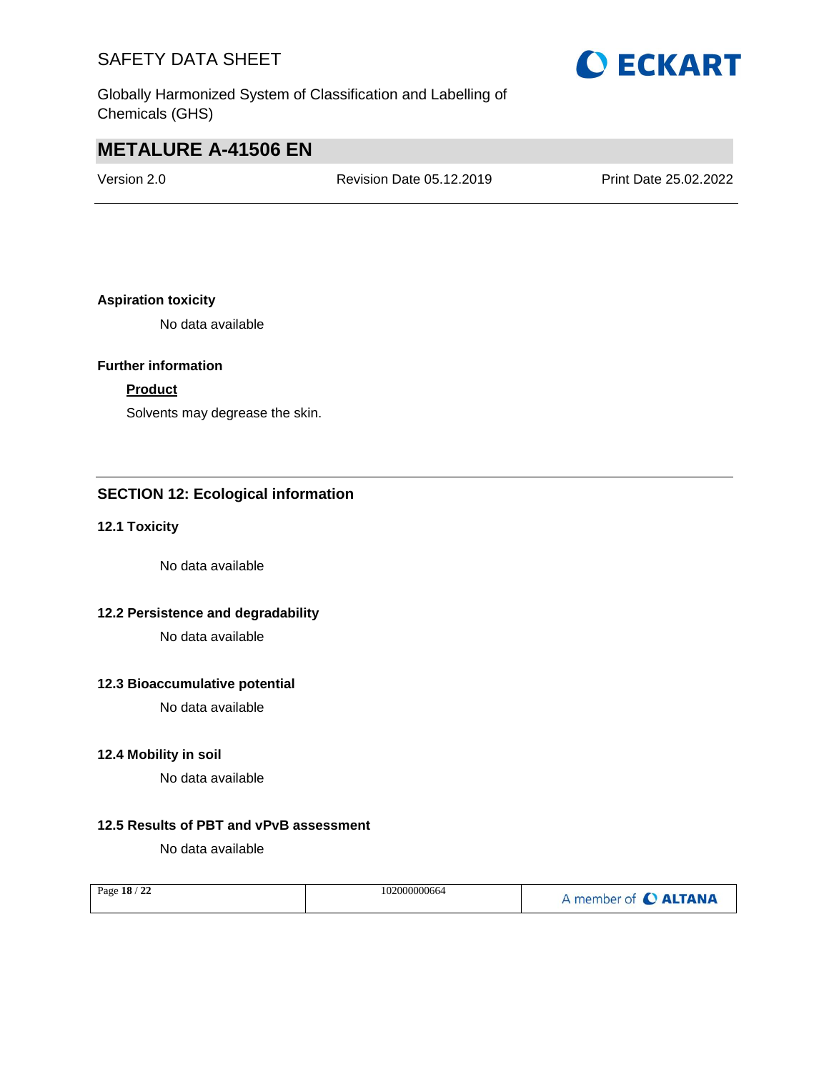**Aspiration toxicity**

No data available

**Further information**

**Product**

Solvents may degrease the skin.

## SECTION 12: Ecological information

### 12.1 Toxicity

No data available

### 12.2 Persistence and degradability

No data available

### 12.3 Bioaccumulative potential

No data available

### 12.4 Mobility in soil

No data available

### 12.5 Results of PBT and vPvB assessment

No data available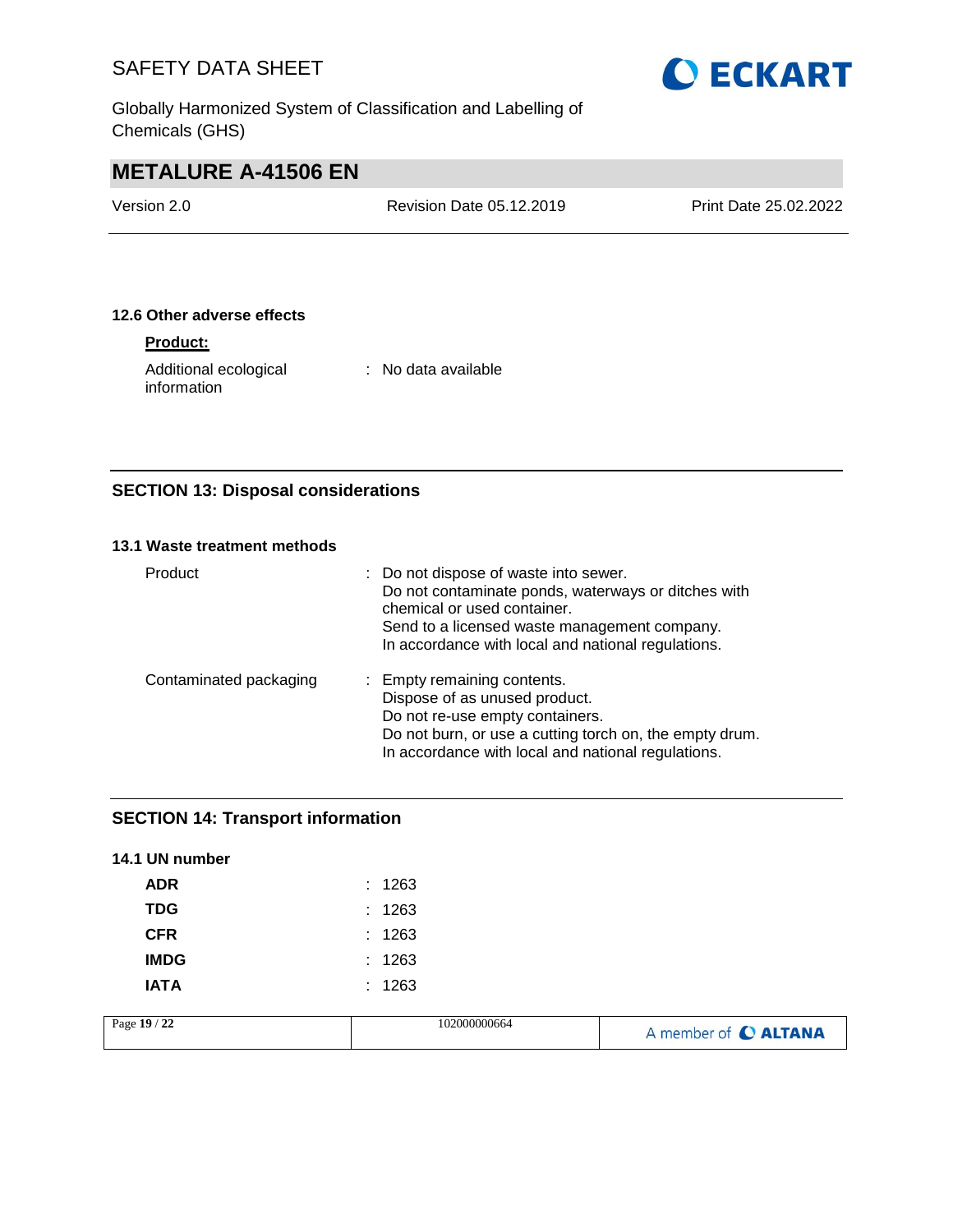### 12.6 Other adverse effects

**Product:**

| | |
|---|---|
| Additional ecological information | : No data available |

## SECTION 13: Disposal considerations

### 13.1 Waste treatment methods

| | |
|---|---|
| Product | : Do not dispose of waste into sewer.<br>Do not contaminate ponds, waterways or ditches with chemical or used container.<br>Send to a licensed waste management company.<br>In accordance with local and national regulations. |
| Contaminated packaging | : Empty remaining contents.<br>Dispose of as unused product.<br>Do not re-use empty containers.<br>Do not burn, or use a cutting torch on, the empty drum.<br>In accordance with local and national regulations. |

## SECTION 14: Transport information

### 14.1 UN number

| | |
|---|---|
| **ADR** | : 1263 |
| **TDG** | : 1263 |
| **CFR** | : 1263 |
| **IMDG** | : 1263 |
| **IATA** | : 1263 |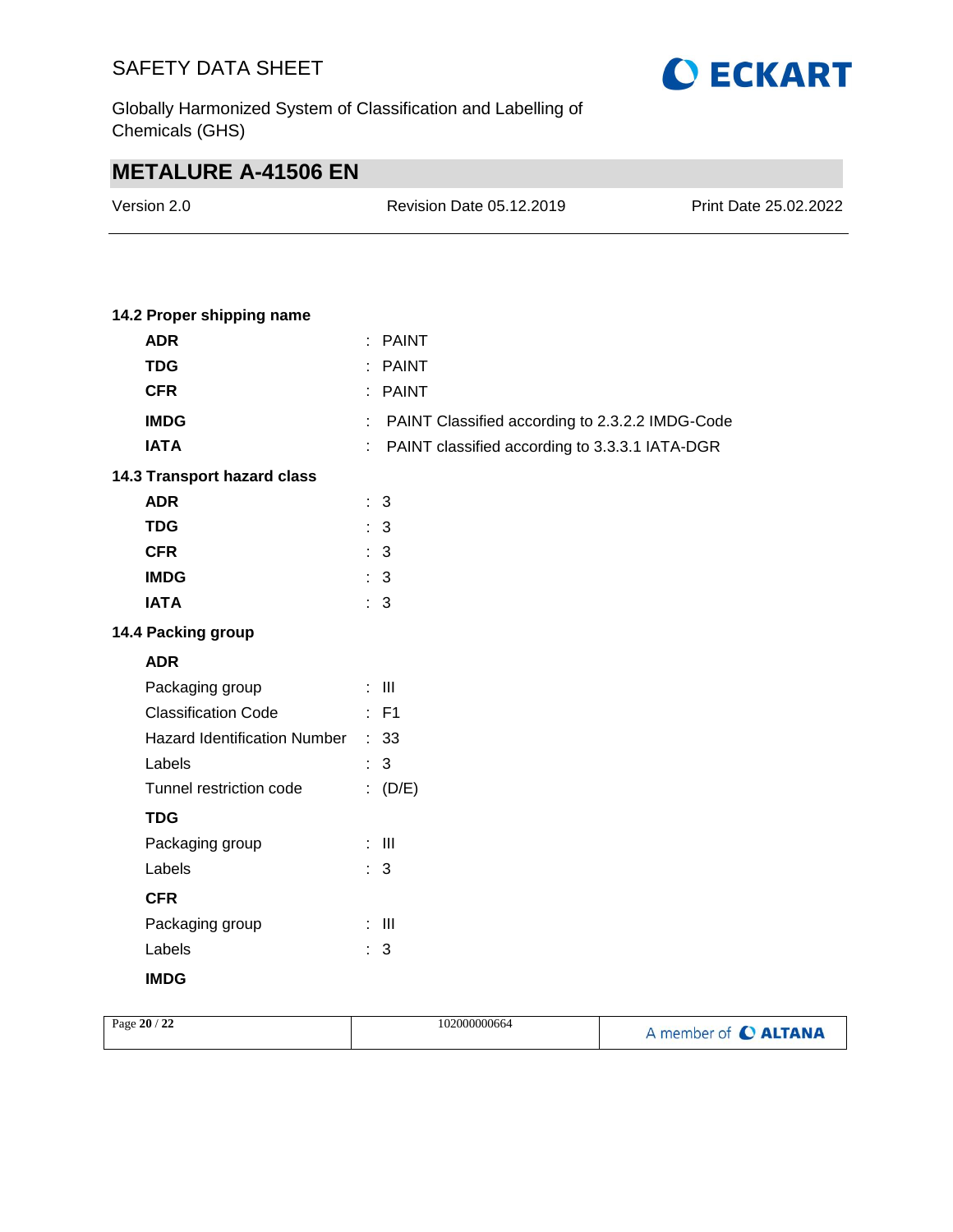### 14.2 Proper shipping name

| | |
|---|---|
| **ADR** | : PAINT |
| **TDG** | : PAINT |
| **CFR** | : PAINT |
| **IMDG** | : PAINT Classified according to 2.3.2.2 IMDG-Code |
| **IATA** | : PAINT classified according to 3.3.3.1 IATA-DGR |

### 14.3 Transport hazard class

| | |
|---|---|
| **ADR** | : 3 |
| **TDG** | : 3 |
| **CFR** | : 3 |
| **IMDG** | : 3 |
| **IATA** | : 3 |

### 14.4 Packing group

**ADR**

| | |
|---|---|
| Packaging group | : III |
| Classification Code | : F1 |
| Hazard Identification Number | : 33 |
| Labels | : 3 |
| Tunnel restriction code | : (D/E) |

**TDG**

| | |
|---|---|
| Packaging group | : III |
| Labels | : 3 |

**CFR**

| | |
|---|---|
| Packaging group | : III |
| Labels | : 3 |

**IMDG**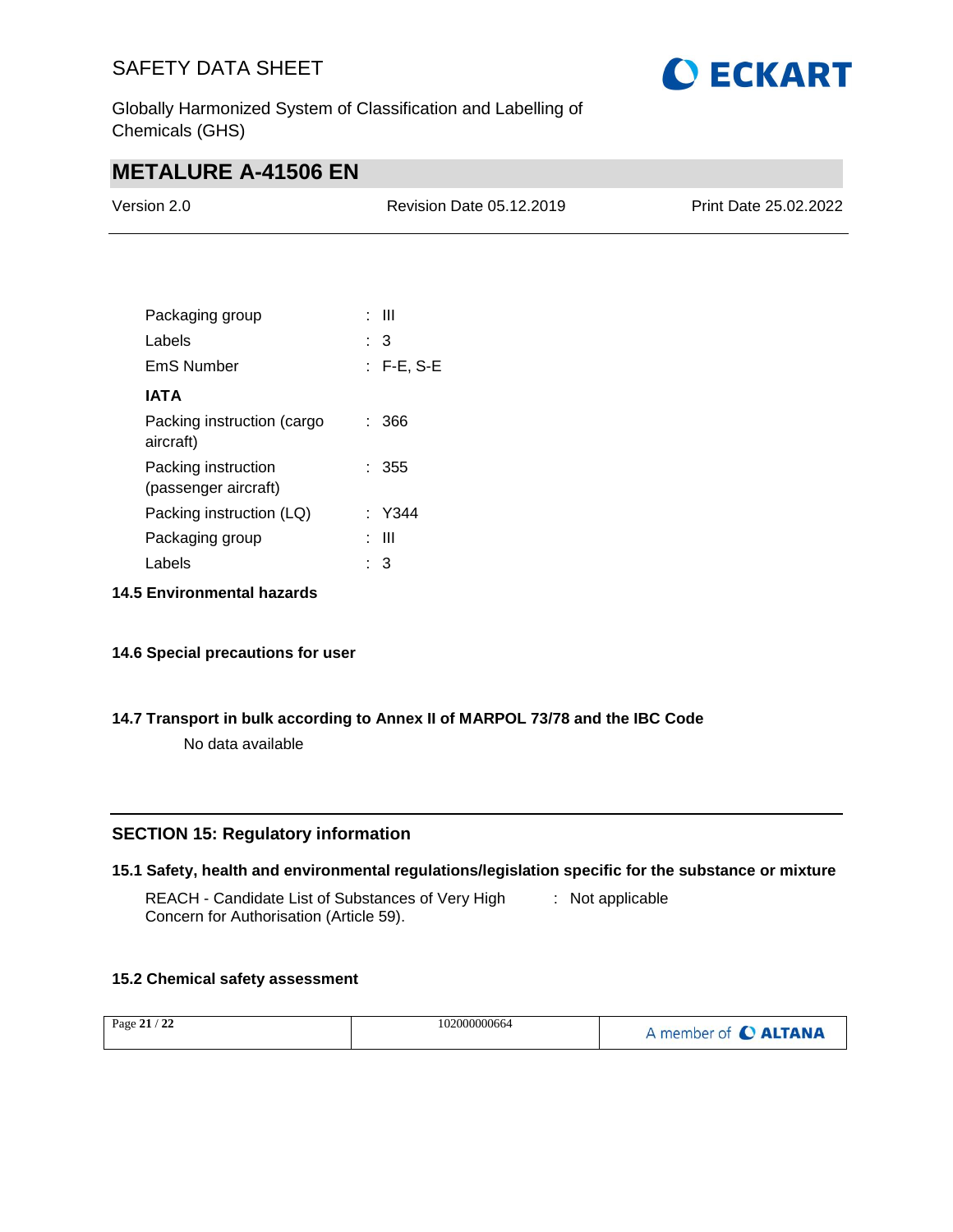| | | |
|---|---|---|
| Packaging group | : | III |
| Labels | : | 3 |
| EmS Number | : | F-E, S-E |

**IATA**

| | | |
|---|---|---|
| Packing instruction (cargo aircraft) | : | 366 |
| Packing instruction (passenger aircraft) | : | 355 |
| Packing instruction (LQ) | : | Y344 |
| Packaging group | : | III |
| Labels | : | 3 |

### 14.5 Environmental hazards

### 14.6 Special precautions for user

### 14.7 Transport in bulk according to Annex II of MARPOL 73/78 and the IBC Code

No data available

## SECTION 15: Regulatory information

### 15.1 Safety, health and environmental regulations/legislation specific for the substance or mixture

| | | |
|---|---|---|
| REACH - Candidate List of Substances of Very High Concern for Authorisation (Article 59). | : | Not applicable |

### 15.2 Chemical safety assessment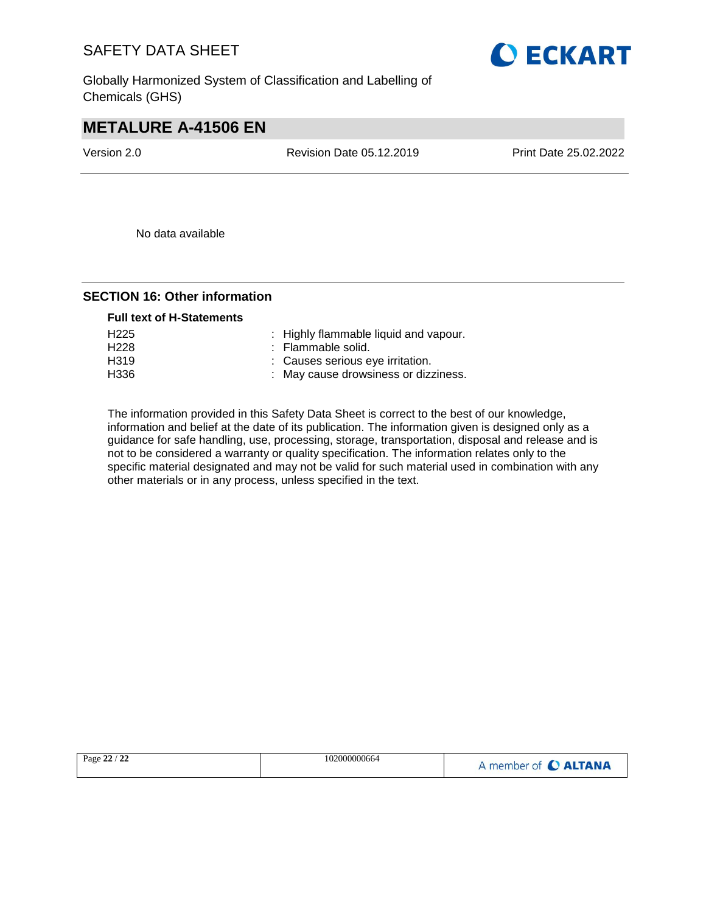No data available

## SECTION 16: Other information

**Full text of H-Statements**

| | |
|---|---|
| H225 | : Highly flammable liquid and vapour. |
| H228 | : Flammable solid. |
| H319 | : Causes serious eye irritation. |
| H336 | : May cause drowsiness or dizziness. |

The information provided in this Safety Data Sheet is correct to the best of our knowledge, information and belief at the date of its publication. The information given is designed only as a guidance for safe handling, use, processing, storage, transportation, disposal and release and is not to be considered a warranty or quality specification. The information relates only to the specific material designated and may not be valid for such material used in combination with any other materials or in any process, unless specified in the text.